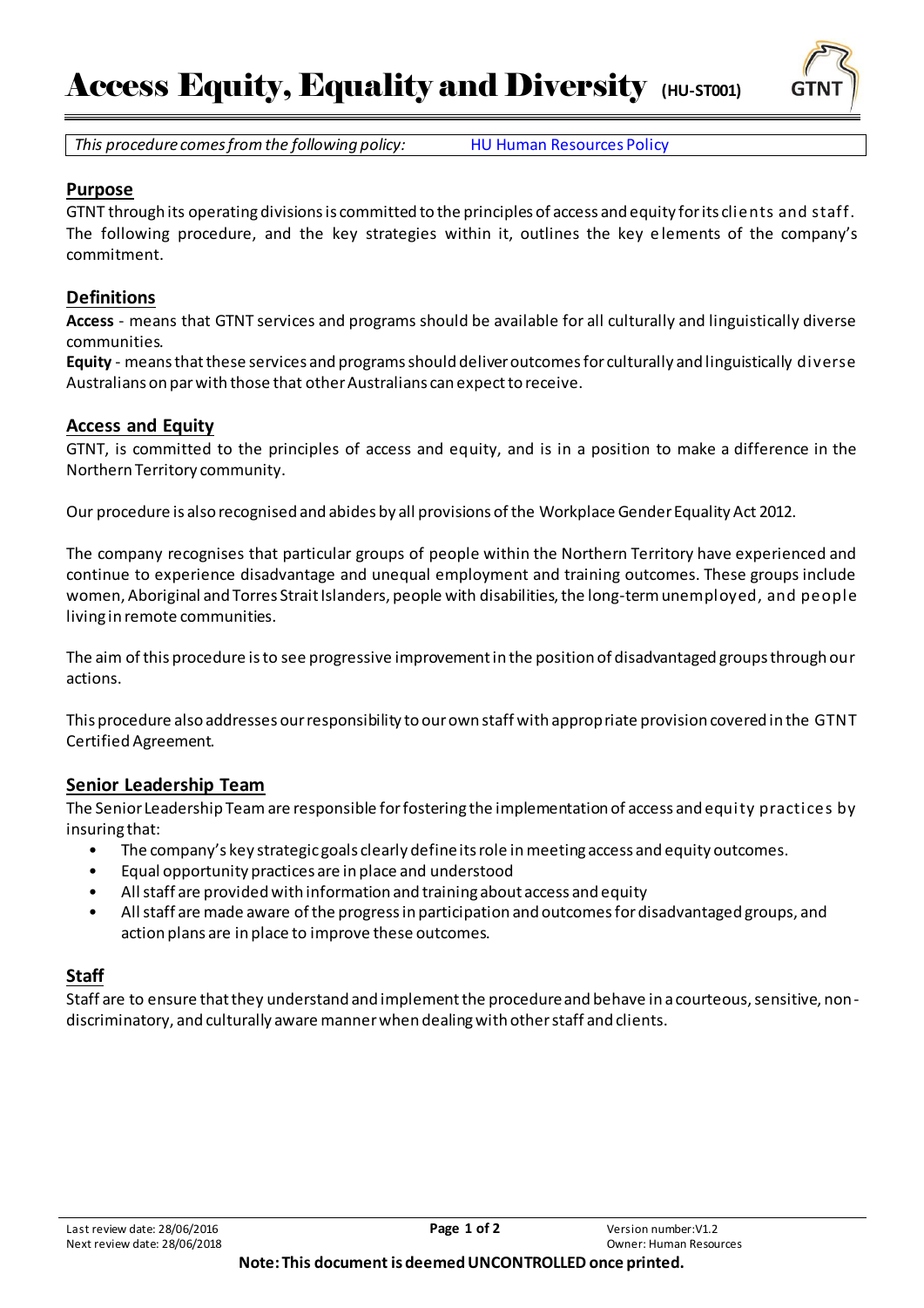# Access Equity, Equality and Diversity (HU-ST001)

| *This procedure comes from the following policy:* | HU Human Resources Policy |
|---|---|

## Purpose

GTNT through its operating divisions is committed to the principles of access and equity for its clients and staff. The following procedure, and the key strategies within it, outlines the key elements of the company's commitment.

## Definitions

**Access** - means that GTNT services and programs should be available for all culturally and linguistically diverse communities.

**Equity** - means that these services and programs should deliver outcomes for culturally and linguistically diverse Australians on par with those that other Australians can expect to receive.

## Access and Equity

GTNT, is committed to the principles of access and equity, and is in a position to make a difference in the Northern Territory community.

Our procedure is also recognised and abides by all provisions of the Workplace Gender Equality Act 2012.

The company recognises that particular groups of people within the Northern Territory have experienced and continue to experience disadvantage and unequal employment and training outcomes. These groups include women, Aboriginal and Torres Strait Islanders, people with disabilities, the long-term unemployed, and people living in remote communities.

The aim of this procedure is to see progressive improvement in the position of disadvantaged groups through our actions.

This procedure also addresses our responsibility to our own staff with appropriate provision covered in the GTNT Certified Agreement.

## Senior Leadership Team

The Senior Leadership Team are responsible for fostering the implementation of access and equity practices by insuring that:

- The company's key strategic goals clearly define its role in meeting access and equity outcomes.
- Equal opportunity practices are in place and understood
- All staff are provided with information and training about access and equity
- All staff are made aware of the progress in participation and outcomes for disadvantaged groups, and action plans are in place to improve these outcomes.

## Staff

Staff are to ensure that they understand and implement the procedure and behave in a courteous, sensitive, non-discriminatory, and culturally aware manner when dealing with other staff and clients.

Last review date: 28/06/2016
Next review date: 28/06/2018
Version number: V1.2
Owner: Human Resources

**Note: This document is deemed UNCONTROLLED once printed.**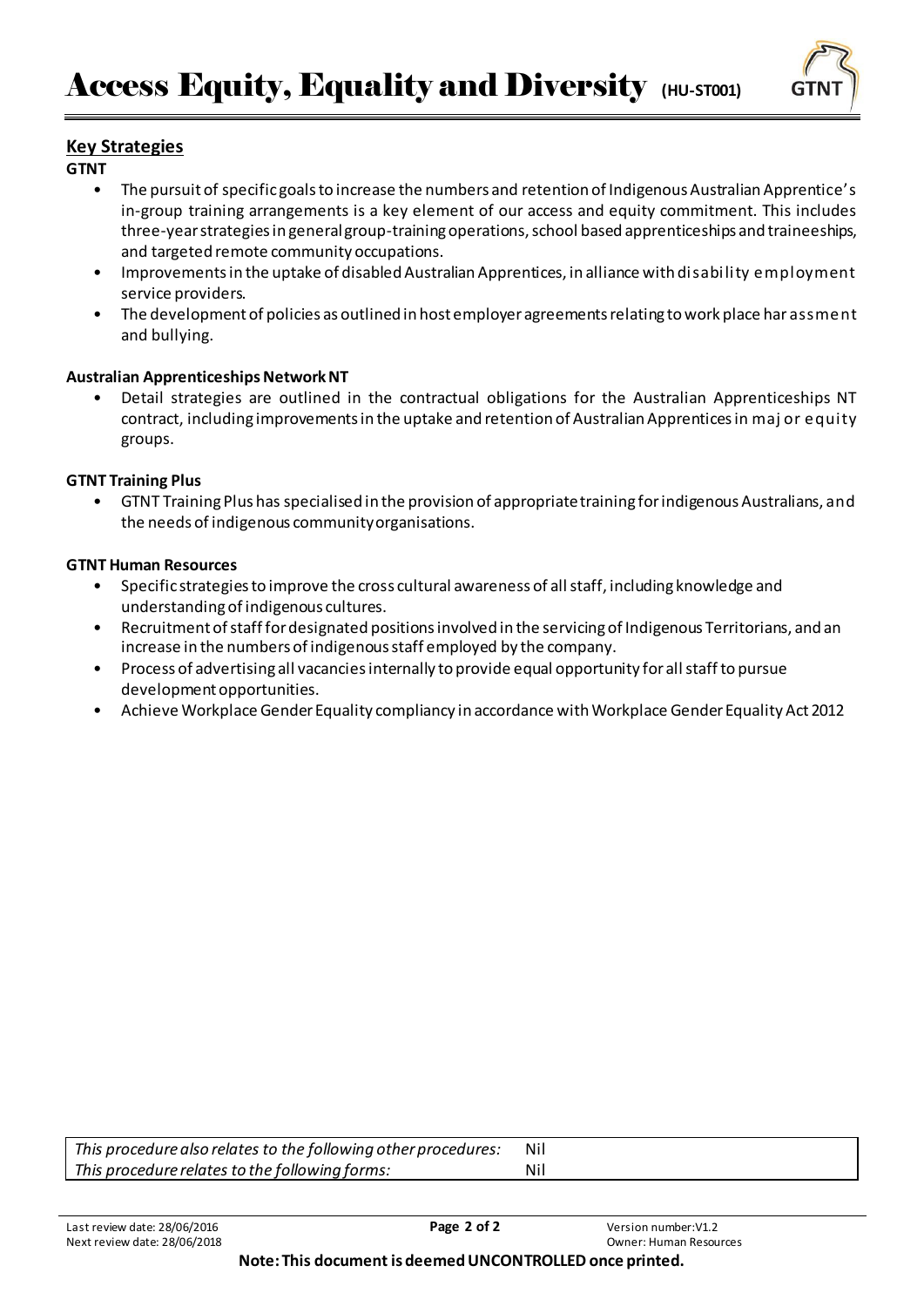## Key Strategies

**GTNT**

- The pursuit of specific goals to increase the numbers and retention of Indigenous Australian Apprentice's in-group training arrangements is a key element of our access and equity commitment. This includes three-year strategies in general group-training operations, school based apprenticeships and traineeships, and targeted remote community occupations.
- Improvements in the uptake of disabled Australian Apprentices, in alliance with disability employment service providers.
- The development of policies as outlined in host employer agreements relating to work place harassment and bullying.

**Australian Apprenticeships Network NT**

- Detail strategies are outlined in the contractual obligations for the Australian Apprenticeships NT contract, including improvements in the uptake and retention of Australian Apprentices in major equity groups.

**GTNT Training Plus**

- GTNT Training Plus has specialised in the provision of appropriate training for indigenous Australians, and the needs of indigenous community organisations.

**GTNT Human Resources**

- Specific strategies to improve the cross cultural awareness of all staff, including knowledge and understanding of indigenous cultures.
- Recruitment of staff for designated positions involved in the servicing of Indigenous Territorians, and an increase in the numbers of indigenous staff employed by the company.
- Process of advertising all vacancies internally to provide equal opportunity for all staff to pursue development opportunities.
- Achieve Workplace Gender Equality compliancy in accordance with Workplace Gender Equality Act 2012

| | |
|---|---|
| *This procedure also relates to the following other procedures:* | Nil |
| *This procedure relates to the following forms:* | Nil |

Last review date: 28/06/2016
Next review date: 28/06/2018

Version number: V1.2
Owner: Human Resources

**Note: This document is deemed UNCONTROLLED once printed.**